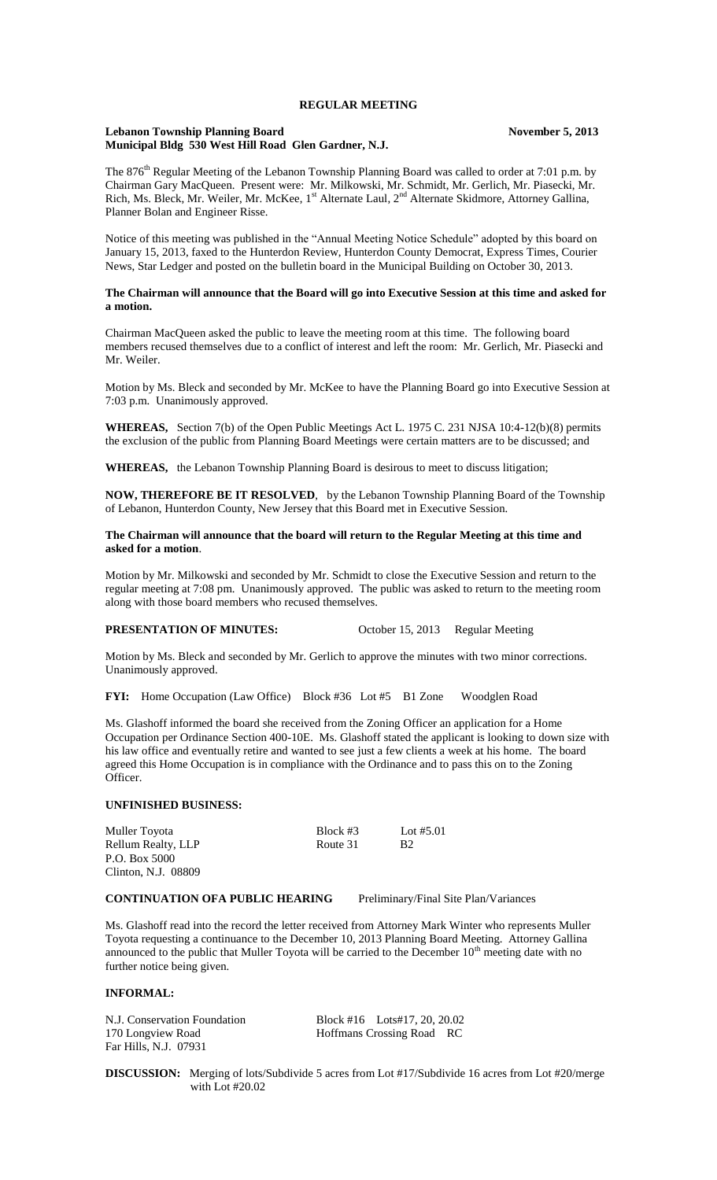**REGULAR MEETING**

**Lebanon Township Planning Board** **November 5, 2013**
**Municipal Bldg 530 West Hill Road Glen Gardner, N.J.**

The 876th Regular Meeting of the Lebanon Township Planning Board was called to order at 7:01 p.m. by Chairman Gary MacQueen. Present were: Mr. Milkowski, Mr. Schmidt, Mr. Gerlich, Mr. Piasecki, Mr. Rich, Ms. Bleck, Mr. Weiler, Mr. McKee, 1st Alternate Laul, 2nd Alternate Skidmore, Attorney Gallina, Planner Bolan and Engineer Risse.

Notice of this meeting was published in the "Annual Meeting Notice Schedule" adopted by this board on January 15, 2013, faxed to the Hunterdon Review, Hunterdon County Democrat, Express Times, Courier News, Star Ledger and posted on the bulletin board in the Municipal Building on October 30, 2013.

**The Chairman will announce that the Board will go into Executive Session at this time and asked for a motion.**

Chairman MacQueen asked the public to leave the meeting room at this time. The following board members recused themselves due to a conflict of interest and left the room: Mr. Gerlich, Mr. Piasecki and Mr. Weiler.

Motion by Ms. Bleck and seconded by Mr. McKee to have the Planning Board go into Executive Session at 7:03 p.m. Unanimously approved.

**WHEREAS,** Section 7(b) of the Open Public Meetings Act L. 1975 C. 231 NJSA 10:4-12(b)(8) permits the exclusion of the public from Planning Board Meetings were certain matters are to be discussed; and

**WHEREAS,** the Lebanon Township Planning Board is desirous to meet to discuss litigation;

**NOW, THEREFORE BE IT RESOLVED**, by the Lebanon Township Planning Board of the Township of Lebanon, Hunterdon County, New Jersey that this Board met in Executive Session.

**The Chairman will announce that the board will return to the Regular Meeting at this time and asked for a motion**.

Motion by Mr. Milkowski and seconded by Mr. Schmidt to close the Executive Session and return to the regular meeting at 7:08 pm. Unanimously approved. The public was asked to return to the meeting room along with those board members who recused themselves.

**PRESENTATION OF MINUTES:** October 15, 2013 Regular Meeting

Motion by Ms. Bleck and seconded by Mr. Gerlich to approve the minutes with two minor corrections. Unanimously approved.

**FYI:** Home Occupation (Law Office) Block #36 Lot #5 B1 Zone Woodglen Road

Ms. Glashoff informed the board she received from the Zoning Officer an application for a Home Occupation per Ordinance Section 400-10E. Ms. Glashoff stated the applicant is looking to down size with his law office and eventually retire and wanted to see just a few clients a week at his home. The board agreed this Home Occupation is in compliance with the Ordinance and to pass this on to the Zoning Officer.

**UNFINISHED BUSINESS:**

| | | |
|---|---|---|
| Muller Toyota | Block #3 | Lot #5.01 |
| Rellum Realty, LLP | Route 31 | B2 |
| P.O. Box 5000 | | |
| Clinton, N.J. 08809 | | |

**CONTINUATION OFA PUBLIC HEARING** Preliminary/Final Site Plan/Variances

Ms. Glashoff read into the record the letter received from Attorney Mark Winter who represents Muller Toyota requesting a continuance to the December 10, 2013 Planning Board Meeting. Attorney Gallina announced to the public that Muller Toyota will be carried to the December 10th meeting date with no further notice being given.

**INFORMAL:**

| | |
|---|---|
| N.J. Conservation Foundation | Block #16 Lots#17, 20, 20.02 |
| 170 Longview Road | Hoffmans Crossing Road RC |
| Far Hills, N.J. 07931 | |

**DISCUSSION:** Merging of lots/Subdivide 5 acres from Lot #17/Subdivide 16 acres from Lot #20/merge with Lot #20.02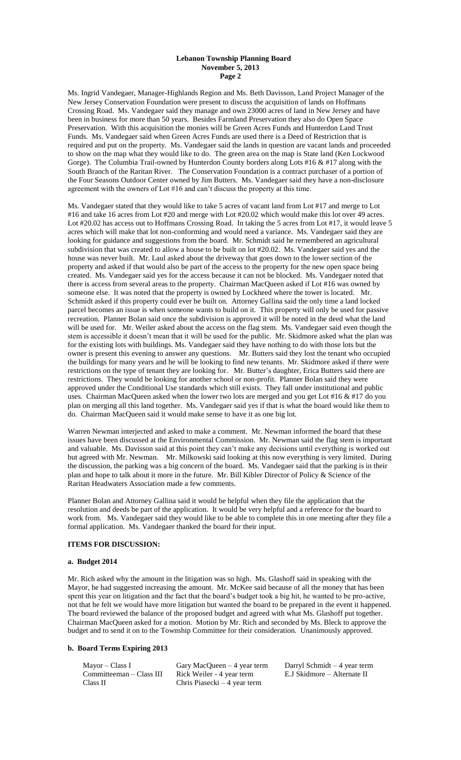Ms. Ingrid Vandegaer, Manager-Highlands Region and Ms. Beth Davisson, Land Project Manager of the New Jersey Conservation Foundation were present to discuss the acquisition of lands on Hoffmans Crossing Road. Ms. Vandegaer said they manage and own 23000 acres of land in New Jersey and have been in business for more than 50 years. Besides Farmland Preservation they also do Open Space Preservation. With this acquisition the monies will be Green Acres Funds and Hunterdon Land Trust Funds. Ms. Vandegaer said when Green Acres Funds are used there is a Deed of Restriction that is required and put on the property. Ms. Vandegaer said the lands in question are vacant lands and proceeded to show on the map what they would like to do. The green area on the map is State land (Ken Lockwood Gorge). The Columbia Trail-owned by Hunterdon County borders along Lots #16 & #17 along with the South Branch of the Raritan River. The Conservation Foundation is a contract purchaser of a portion of the Four Seasons Outdoor Center owned by Jim Butters. Ms. Vandegaer said they have a non-disclosure agreement with the owners of Lot #16 and can't discuss the property at this time.

Ms. Vandegaer stated that they would like to take 5 acres of vacant land from Lot #17 and merge to Lot #16 and take 16 acres from Lot #20 and merge with Lot #20.02 which would make this lot over 49 acres. Lot #20.02 has access out to Hoffmans Crossing Road. In taking the 5 acres from Lot #17, it would leave 5 acres which will make that lot non-conforming and would need a variance. Ms. Vandegaer said they are looking for guidance and suggestions from the board. Mr. Schmidt said he remembered an agricultural subdivision that was created to allow a house to be built on lot #20.02. Ms. Vandegaer said yes and the house was never built. Mr. Laul asked about the driveway that goes down to the lower section of the property and asked if that would also be part of the access to the property for the new open space being created. Ms. Vandegaer said yes for the access because it can not be blocked. Ms. Vandegaer noted that there is access from several areas to the property. Chairman MacQueen asked if Lot #16 was owned by someone else. It was noted that the property is owned by Lockheed where the tower is located. Mr. Schmidt asked if this property could ever be built on. Attorney Gallina said the only time a land locked parcel becomes an issue is when someone wants to build on it. This property will only be used for passive recreation. Planner Bolan said once the subdivision is approved it will be noted in the deed what the land will be used for. Mr. Weiler asked about the access on the flag stem. Ms. Vandegaer said even though the stem is accessible it doesn't mean that it will be used for the public. Mr. Skidmore asked what the plan was for the existing lots with buildings. Ms. Vandegaer said they have nothing to do with those lots but the owner is present this evening to answer any questions. Mr. Butters said they lost the tenant who occupied the buildings for many years and he will be looking to find new tenants. Mr. Skidmore asked if there were restrictions on the type of tenant they are looking for. Mr. Butter's daughter, Erica Butters said there are restrictions. They would be looking for another school or non-profit. Planner Bolan said they were approved under the Conditional Use standards which still exists. They fall under institutional and public uses. Chairman MacQueen asked when the lower two lots are merged and you get Lot #16 & #17 do you plan on merging all this land together. Ms. Vandegaer said yes if that is what the board would like them to do. Chairman MacQueen said it would make sense to have it as one big lot.

Warren Newman interjected and asked to make a comment. Mr. Newman informed the board that these issues have been discussed at the Environmental Commission. Mr. Newman said the flag stem is important and valuable. Ms. Davisson said at this point they can't make any decisions until everything is worked out but agreed with Mr. Newman. Mr. Milkowski said looking at this now everything is very limited. During the discussion, the parking was a big concern of the board. Ms. Vandegaer said that the parking is in their plan and hope to talk about it more in the future. Mr. Bill Kibler Director of Policy & Science of the Raritan Headwaters Association made a few comments.

Planner Bolan and Attorney Gallina said it would be helpful when they file the application that the resolution and deeds be part of the application. It would be very helpful and a reference for the board to work from. Ms. Vandegaer said they would like to be able to complete this in one meeting after they file a formal application. Ms. Vandegaer thanked the board for their input.

## ITEMS FOR DISCUSSION:

### a. Budget 2014

Mr. Rich asked why the amount in the litigation was so high. Ms. Glashoff said in speaking with the Mayor, he had suggested increasing the amount. Mr. McKee said because of all the money that has been spent this year on litigation and the fact that the board's budget took a big hit, he wanted to be pro-active, not that he felt we would have more litigation but wanted the board to be prepared in the event it happened. The board reviewed the balance of the proposed budget and agreed with what Ms. Glashoff put together. Chairman MacQueen asked for a motion. Motion by Mr. Rich and seconded by Ms. Bleck to approve the budget and to send it on to the Township Committee for their consideration. Unanimously approved.

### b. Board Terms Expiring 2013

| | | |
|---|---|---|
| Mayor – Class I | Gary MacQueen – 4 year term | Darryl Schmidt – 4 year term |
| Committeeman – Class III | Rick Weiler - 4 year term | E.J Skidmore – Alternate II |
| Class II | Chris Piasecki – 4 year term | |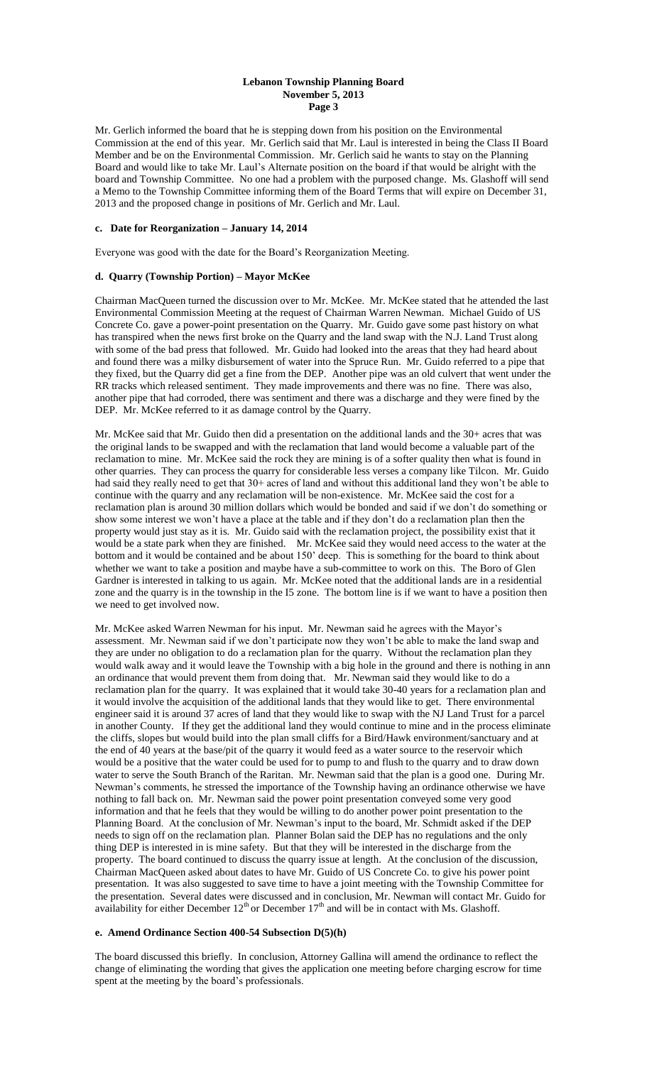Mr. Gerlich informed the board that he is stepping down from his position on the Environmental Commission at the end of this year. Mr. Gerlich said that Mr. Laul is interested in being the Class II Board Member and be on the Environmental Commission. Mr. Gerlich said he wants to stay on the Planning Board and would like to take Mr. Laul's Alternate position on the board if that would be alright with the board and Township Committee. No one had a problem with the purposed change. Ms. Glashoff will send a Memo to the Township Committee informing them of the Board Terms that will expire on December 31, 2013 and the proposed change in positions of Mr. Gerlich and Mr. Laul.

#### c. Date for Reorganization – January 14, 2014

Everyone was good with the date for the Board's Reorganization Meeting.

#### d. Quarry (Township Portion) – Mayor McKee

Chairman MacQueen turned the discussion over to Mr. McKee. Mr. McKee stated that he attended the last Environmental Commission Meeting at the request of Chairman Warren Newman. Michael Guido of US Concrete Co. gave a power-point presentation on the Quarry. Mr. Guido gave some past history on what has transpired when the news first broke on the Quarry and the land swap with the N.J. Land Trust along with some of the bad press that followed. Mr. Guido had looked into the areas that they had heard about and found there was a milky disbursement of water into the Spruce Run. Mr. Guido referred to a pipe that they fixed, but the Quarry did get a fine from the DEP. Another pipe was an old culvert that went under the RR tracks which released sentiment. They made improvements and there was no fine. There was also, another pipe that had corroded, there was sentiment and there was a discharge and they were fined by the DEP. Mr. McKee referred to it as damage control by the Quarry.

Mr. McKee said that Mr. Guido then did a presentation on the additional lands and the 30+ acres that was the original lands to be swapped and with the reclamation that land would become a valuable part of the reclamation to mine. Mr. McKee said the rock they are mining is of a softer quality then what is found in other quarries. They can process the quarry for considerable less verses a company like Tilcon. Mr. Guido had said they really need to get that 30+ acres of land and without this additional land they won't be able to continue with the quarry and any reclamation will be non-existence. Mr. McKee said the cost for a reclamation plan is around 30 million dollars which would be bonded and said if we don't do something or show some interest we won't have a place at the table and if they don't do a reclamation plan then the property would just stay as it is. Mr. Guido said with the reclamation project, the possibility exist that it would be a state park when they are finished. Mr. McKee said they would need access to the water at the bottom and it would be contained and be about 150' deep. This is something for the board to think about whether we want to take a position and maybe have a sub-committee to work on this. The Boro of Glen Gardner is interested in talking to us again. Mr. McKee noted that the additional lands are in a residential zone and the quarry is in the township in the I5 zone. The bottom line is if we want to have a position then we need to get involved now.

Mr. McKee asked Warren Newman for his input. Mr. Newman said he agrees with the Mayor's assessment. Mr. Newman said if we don't participate now they won't be able to make the land swap and they are under no obligation to do a reclamation plan for the quarry. Without the reclamation plan they would walk away and it would leave the Township with a big hole in the ground and there is nothing in ann an ordinance that would prevent them from doing that. Mr. Newman said they would like to do a reclamation plan for the quarry. It was explained that it would take 30-40 years for a reclamation plan and it would involve the acquisition of the additional lands that they would like to get. There environmental engineer said it is around 37 acres of land that they would like to swap with the NJ Land Trust for a parcel in another County. If they get the additional land they would continue to mine and in the process eliminate the cliffs, slopes but would build into the plan small cliffs for a Bird/Hawk environment/sanctuary and at the end of 40 years at the base/pit of the quarry it would feed as a water source to the reservoir which would be a positive that the water could be used for to pump to and flush to the quarry and to draw down water to serve the South Branch of the Raritan. Mr. Newman said that the plan is a good one. During Mr. Newman's comments, he stressed the importance of the Township having an ordinance otherwise we have nothing to fall back on. Mr. Newman said the power point presentation conveyed some very good information and that he feels that they would be willing to do another power point presentation to the Planning Board. At the conclusion of Mr. Newman's input to the board, Mr. Schmidt asked if the DEP needs to sign off on the reclamation plan. Planner Bolan said the DEP has no regulations and the only thing DEP is interested in is mine safety. But that they will be interested in the discharge from the property. The board continued to discuss the quarry issue at length. At the conclusion of the discussion, Chairman MacQueen asked about dates to have Mr. Guido of US Concrete Co. to give his power point presentation. It was also suggested to save time to have a joint meeting with the Township Committee for the presentation. Several dates were discussed and in conclusion, Mr. Newman will contact Mr. Guido for availability for either December 12th or December 17th and will be in contact with Ms. Glashoff.

#### e. Amend Ordinance Section 400-54 Subsection D(5)(h)

The board discussed this briefly. In conclusion, Attorney Gallina will amend the ordinance to reflect the change of eliminating the wording that gives the application one meeting before charging escrow for time spent at the meeting by the board's professionals.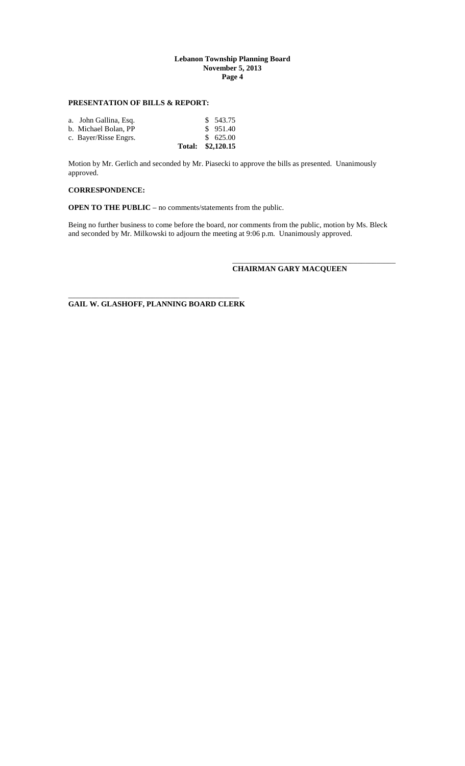**PRESENTATION OF BILLS & REPORT:**

| | | |
|---|---|---|
| a. John Gallina, Esq. | | $ 543.75 |
| b. Michael Bolan, PP | | $ 951.40 |
| c. Bayer/Risse Engrs. | | $ 625.00 |
| | **Total:** | **$2,120.15** |

Motion by Mr. Gerlich and seconded by Mr. Piasecki to approve the bills as presented. Unanimously approved.

**CORRESPONDENCE:**

**OPEN TO THE PUBLIC –** no comments/statements from the public.

Being no further business to come before the board, nor comments from the public, motion by Ms. Bleck and seconded by Mr. Milkowski to adjourn the meeting at 9:06 p.m. Unanimously approved.

\_\_\_\_\_\_\_\_\_\_\_\_\_\_\_\_\_\_\_\_\_\_\_\_\_\_\_\_\_\_\_\_\_\_\_\_\_\_\_\_

**CHAIRMAN GARY MACQUEEN**

\_\_\_\_\_\_\_\_\_\_\_\_\_\_\_\_\_\_\_\_\_\_\_\_\_\_\_\_\_\_\_\_\_\_\_\_\_\_\_\_

**GAIL W. GLASHOFF, PLANNING BOARD CLERK**